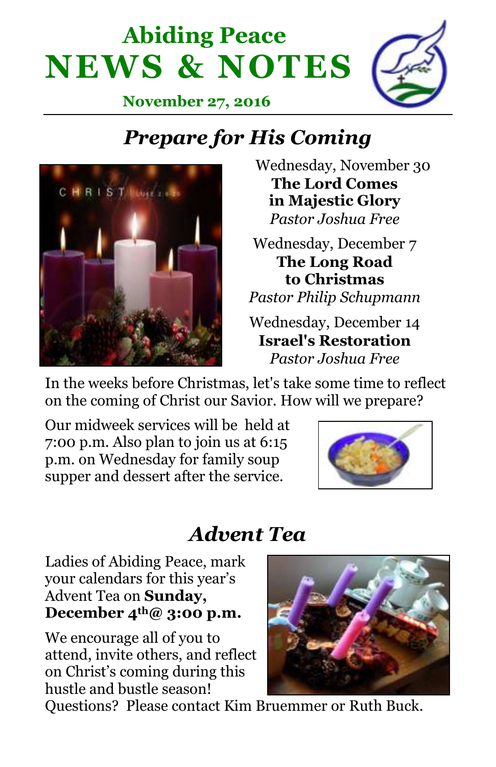# Abiding Peace NEWS & NOTES

**November 27, 2016**

## *Prepare for His Coming*

Wednesday, November 30
**The Lord Comes in Majestic Glory**
*Pastor Joshua Free*

Wednesday, December 7
**The Long Road to Christmas**
*Pastor Philip Schupmann*

Wednesday, December 14
**Israel's Restoration**
*Pastor Joshua Free*

In the weeks before Christmas, let's take some time to reflect on the coming of Christ our Savior. How will we prepare?

Our midweek services will be held at 7:00 p.m. Also plan to join us at 6:15 p.m. on Wednesday for family soup supper and dessert after the service.

## *Advent Tea*

Ladies of Abiding Peace, mark your calendars for this year's Advent Tea on **Sunday, December 4th@ 3:00 p.m.**

We encourage all of you to attend, invite others, and reflect on Christ's coming during this hustle and bustle season!

Questions? Please contact Kim Bruemmer or Ruth Buck.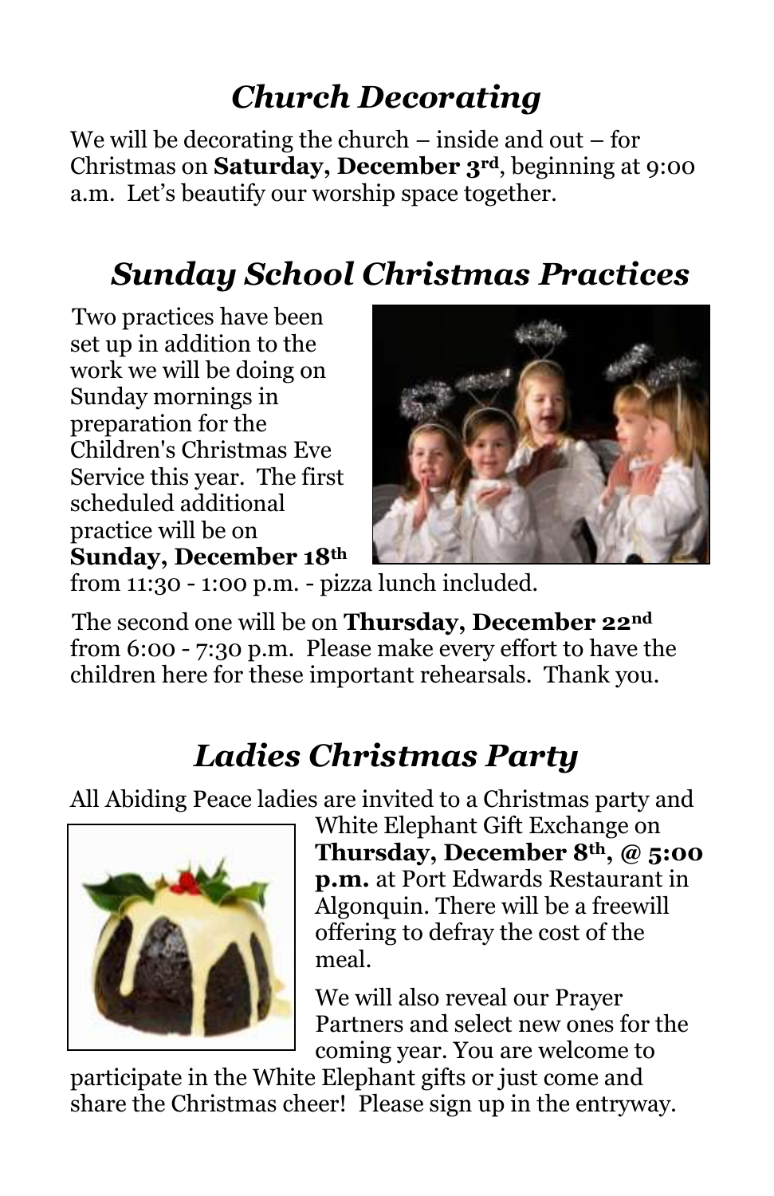## *Church Decorating*

We will be decorating the church – inside and out – for Christmas on **Saturday, December 3rd**, beginning at 9:00 a.m. Let's beautify our worship space together.

## *Sunday School Christmas Practices*

Two practices have been set up in addition to the work we will be doing on Sunday mornings in preparation for the Children's Christmas Eve Service this year. The first scheduled additional practice will be on **Sunday, December 18th** from 11:30 - 1:00 p.m. - pizza lunch included.

The second one will be on **Thursday, December 22nd** from 6:00 - 7:30 p.m. Please make every effort to have the children here for these important rehearsals. Thank you.

## *Ladies Christmas Party*

All Abiding Peace ladies are invited to a Christmas party and White Elephant Gift Exchange on **Thursday, December 8th, @ 5:00 p.m.** at Port Edwards Restaurant in Algonquin. There will be a freewill offering to defray the cost of the meal.

We will also reveal our Prayer Partners and select new ones for the coming year. You are welcome to participate in the White Elephant gifts or just come and share the Christmas cheer! Please sign up in the entryway.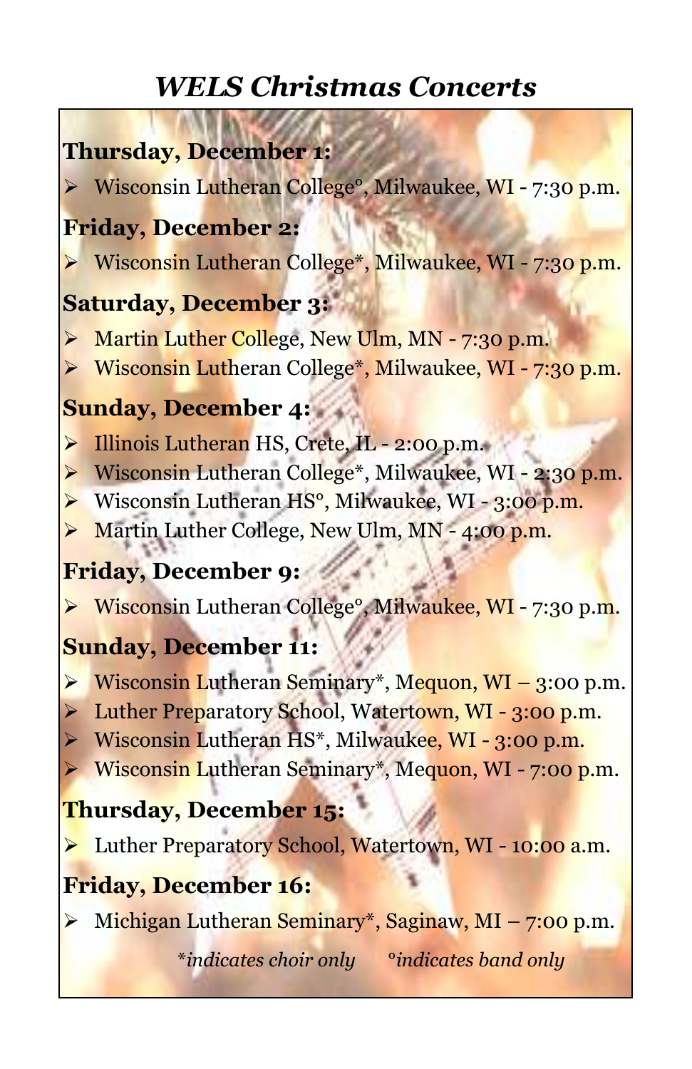# *WELS Christmas Concerts*

**Thursday, December 1:**

- Wisconsin Lutheran College°, Milwaukee, WI - 7:30 p.m.

**Friday, December 2:**

- Wisconsin Lutheran College*, Milwaukee, WI - 7:30 p.m.

**Saturday, December 3:**

- Martin Luther College, New Ulm, MN - 7:30 p.m.
- Wisconsin Lutheran College*, Milwaukee, WI - 7:30 p.m.

**Sunday, December 4:**

- Illinois Lutheran HS, Crete, IL - 2:00 p.m.
- Wisconsin Lutheran College*, Milwaukee, WI - 2:30 p.m.
- Wisconsin Lutheran HS°, Milwaukee, WI - 3:00 p.m.
- Martin Luther College, New Ulm, MN - 4:00 p.m.

**Friday, December 9:**

- Wisconsin Lutheran College°, Milwaukee, WI - 7:30 p.m.

**Sunday, December 11:**

- Wisconsin Lutheran Seminary*, Mequon, WI – 3:00 p.m.
- Luther Preparatory School, Watertown, WI - 3:00 p.m.
- Wisconsin Lutheran HS*, Milwaukee, WI - 3:00 p.m.
- Wisconsin Lutheran Seminary*, Mequon, WI - 7:00 p.m.

**Thursday, December 15:**

- Luther Preparatory School, Watertown, WI - 10:00 a.m.

**Friday, December 16:**

- Michigan Lutheran Seminary*, Saginaw, MI – 7:00 p.m.

*\*indicates choir only      °indicates band only*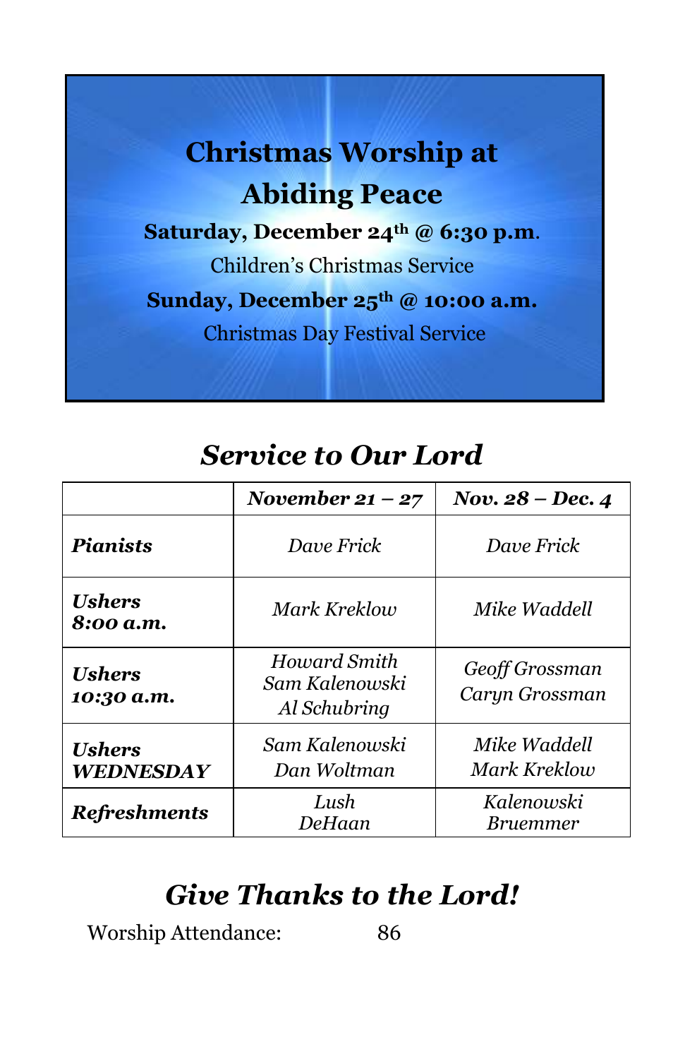## Christmas Worship at Abiding Peace

**Saturday, December 24th @ 6:30 p.m.**

Children's Christmas Service

**Sunday, December 25th @ 10:00 a.m.**

Christmas Day Festival Service

## *Service to Our Lord*

| | ***November 21 – 27*** | ***Nov. 28 – Dec. 4*** |
|---|---|---|
| ***Pianists*** | *Dave Frick* | *Dave Frick* |
| ***Ushers 8:00 a.m.*** | *Mark Kreklow* | *Mike Waddell* |
| ***Ushers 10:30 a.m.*** | *Howard Smith*<br>*Sam Kalenowski*<br>*Al Schubring* | *Geoff Grossman*<br>*Caryn Grossman* |
| ***Ushers WEDNESDAY*** | *Sam Kalenowski*<br>*Dan Woltman* | *Mike Waddell*<br>*Mark Kreklow* |
| ***Refreshments*** | *Lush*<br>*DeHaan* | *Kalenowski*<br>*Bruemmer* |

## *Give Thanks to the Lord!*

Worship Attendance: 86